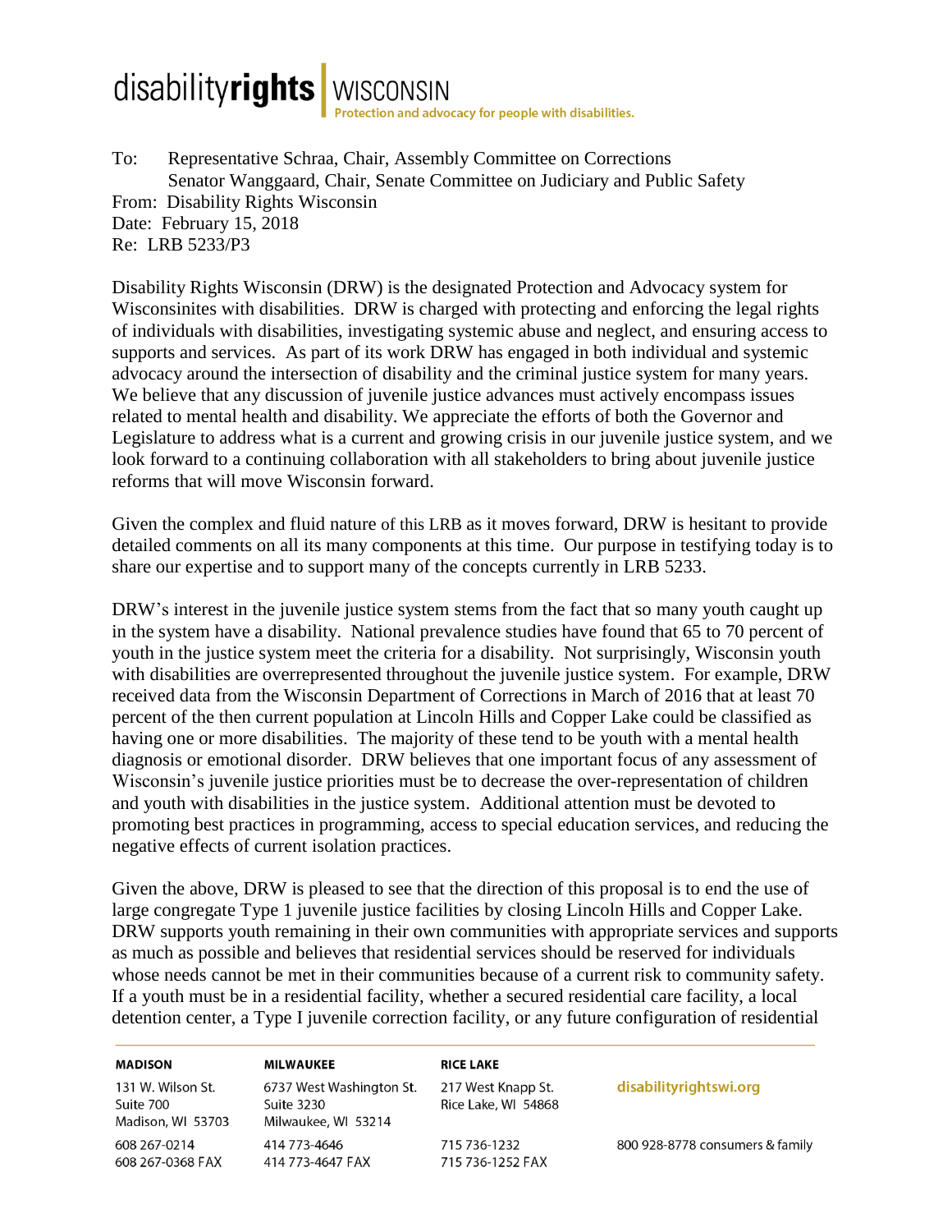**disability rights** | WISCONSIN
Protection and advocacy for people with disabilities.

To: Representative Schraa, Chair, Assembly Committee on Corrections
Senator Wanggaard, Chair, Senate Committee on Judiciary and Public Safety
From: Disability Rights Wisconsin
Date: February 15, 2018
Re: LRB 5233/P3

Disability Rights Wisconsin (DRW) is the designated Protection and Advocacy system for Wisconsinites with disabilities. DRW is charged with protecting and enforcing the legal rights of individuals with disabilities, investigating systemic abuse and neglect, and ensuring access to supports and services. As part of its work DRW has engaged in both individual and systemic advocacy around the intersection of disability and the criminal justice system for many years. We believe that any discussion of juvenile justice advances must actively encompass issues related to mental health and disability. We appreciate the efforts of both the Governor and Legislature to address what is a current and growing crisis in our juvenile justice system, and we look forward to a continuing collaboration with all stakeholders to bring about juvenile justice reforms that will move Wisconsin forward.

Given the complex and fluid nature of this LRB as it moves forward, DRW is hesitant to provide detailed comments on all its many components at this time. Our purpose in testifying today is to share our expertise and to support many of the concepts currently in LRB 5233.

DRW's interest in the juvenile justice system stems from the fact that so many youth caught up in the system have a disability. National prevalence studies have found that 65 to 70 percent of youth in the justice system meet the criteria for a disability. Not surprisingly, Wisconsin youth with disabilities are overrepresented throughout the juvenile justice system. For example, DRW received data from the Wisconsin Department of Corrections in March of 2016 that at least 70 percent of the then current population at Lincoln Hills and Copper Lake could be classified as having one or more disabilities. The majority of these tend to be youth with a mental health diagnosis or emotional disorder. DRW believes that one important focus of any assessment of Wisconsin's juvenile justice priorities must be to decrease the over-representation of children and youth with disabilities in the justice system. Additional attention must be devoted to promoting best practices in programming, access to special education services, and reducing the negative effects of current isolation practices.

Given the above, DRW is pleased to see that the direction of this proposal is to end the use of large congregate Type 1 juvenile justice facilities by closing Lincoln Hills and Copper Lake. DRW supports youth remaining in their own communities with appropriate services and supports as much as possible and believes that residential services should be reserved for individuals whose needs cannot be met in their communities because of a current risk to community safety. If a youth must be in a residential facility, whether a secured residential care facility, a local detention center, a Type I juvenile correction facility, or any future configuration of residential

| MADISON | MILWAUKEE | RICE LAKE | |
|---|---|---|---|
| 131 W. Wilson St. Suite 700 Madison, WI 53703 | 6737 West Washington St. Suite 3230 Milwaukee, WI 53214 | 217 West Knapp St. Rice Lake, WI 54868 | disabilityrightswi.org |
| 608 267-0214 608 267-0368 FAX | 414 773-4646 414 773-4647 FAX | 715 736-1232 715 736-1252 FAX | 800 928-8778 consumers & family |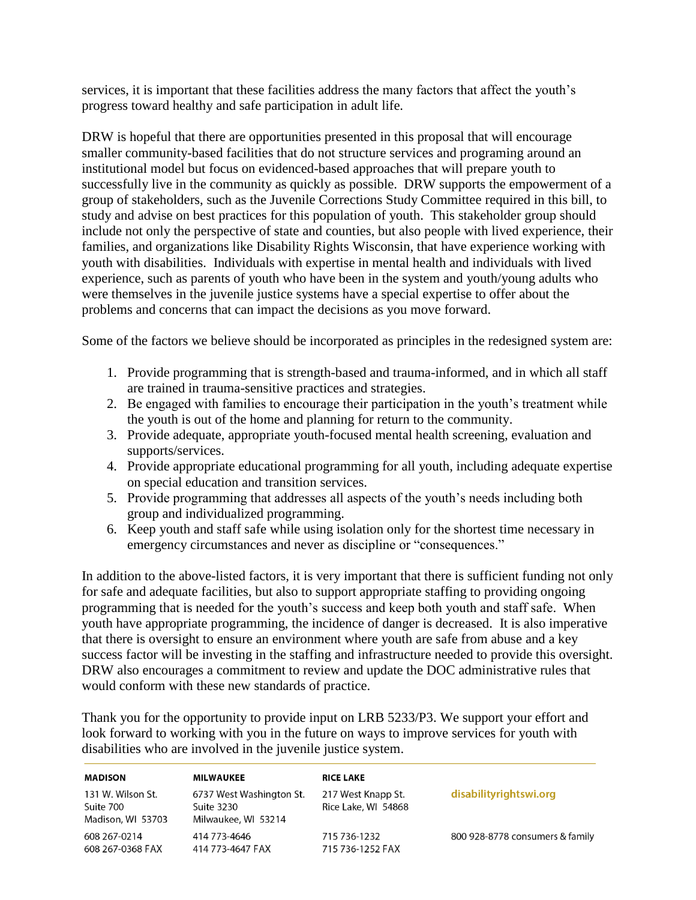services, it is important that these facilities address the many factors that affect the youth's progress toward healthy and safe participation in adult life.

DRW is hopeful that there are opportunities presented in this proposal that will encourage smaller community-based facilities that do not structure services and programing around an institutional model but focus on evidenced-based approaches that will prepare youth to successfully live in the community as quickly as possible. DRW supports the empowerment of a group of stakeholders, such as the Juvenile Corrections Study Committee required in this bill, to study and advise on best practices for this population of youth. This stakeholder group should include not only the perspective of state and counties, but also people with lived experience, their families, and organizations like Disability Rights Wisconsin, that have experience working with youth with disabilities. Individuals with expertise in mental health and individuals with lived experience, such as parents of youth who have been in the system and youth/young adults who were themselves in the juvenile justice systems have a special expertise to offer about the problems and concerns that can impact the decisions as you move forward.

Some of the factors we believe should be incorporated as principles in the redesigned system are:

1. Provide programming that is strength-based and trauma-informed, and in which all staff are trained in trauma-sensitive practices and strategies.
2. Be engaged with families to encourage their participation in the youth's treatment while the youth is out of the home and planning for return to the community.
3. Provide adequate, appropriate youth-focused mental health screening, evaluation and supports/services.
4. Provide appropriate educational programming for all youth, including adequate expertise on special education and transition services.
5. Provide programming that addresses all aspects of the youth's needs including both group and individualized programming.
6. Keep youth and staff safe while using isolation only for the shortest time necessary in emergency circumstances and never as discipline or "consequences."

In addition to the above-listed factors, it is very important that there is sufficient funding not only for safe and adequate facilities, but also to support appropriate staffing to providing ongoing programming that is needed for the youth's success and keep both youth and staff safe. When youth have appropriate programming, the incidence of danger is decreased. It is also imperative that there is oversight to ensure an environment where youth are safe from abuse and a key success factor will be investing in the staffing and infrastructure needed to provide this oversight. DRW also encourages a commitment to review and update the DOC administrative rules that would conform with these new standards of practice.

Thank you for the opportunity to provide input on LRB 5233/P3. We support your effort and look forward to working with you in the future on ways to improve services for youth with disabilities who are involved in the juvenile justice system.

| MADISON | MILWAUKEE | RICE LAKE | |
|---|---|---|---|
| 131 W. Wilson St.<br>Suite 700<br>Madison, WI 53703 | 6737 West Washington St.<br>Suite 3230<br>Milwaukee, WI 53214 | 217 West Knapp St.<br>Rice Lake, WI 54868 | disabilityrightswi.org |
| 608 267-0214<br>608 267-0368 FAX | 414 773-4646<br>414 773-4647 FAX | 715 736-1232<br>715 736-1252 FAX | 800 928-8778 consumers & family |